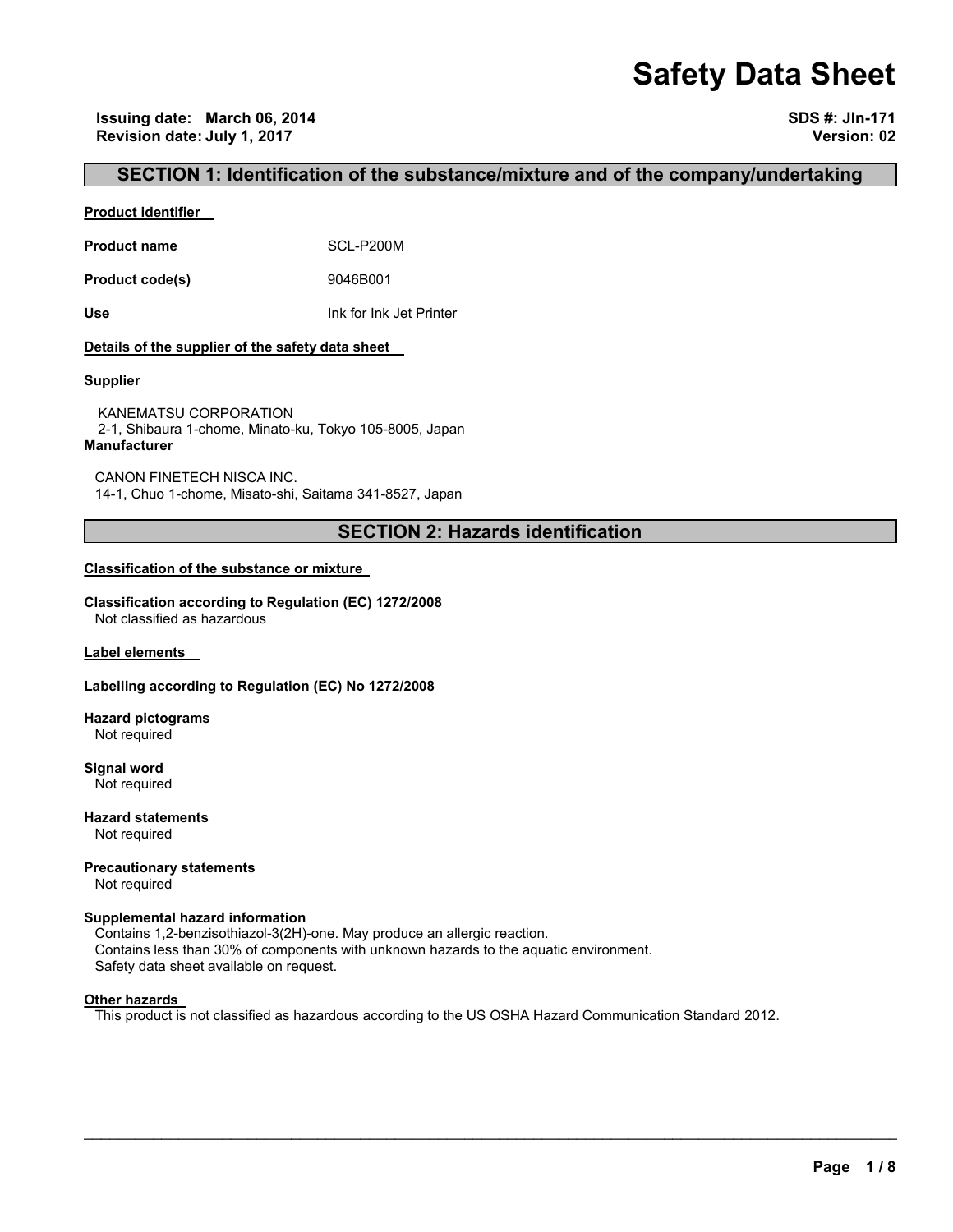# Safety Data Sheet

**Issuing date: March 06, 2014**
**Revision date: July 1, 2017**

**SDS #: JIn-171**
**Version: 02**

## SECTION 1: Identification of the substance/mixture and of the company/undertaking

**Product identifier**

**Product name** SCL-P200M

**Product code(s)** 9046B001

**Use** Ink for Ink Jet Printer

**Details of the supplier of the safety data sheet**

**Supplier**

KANEMATSU CORPORATION
2-1, Shibaura 1-chome, Minato-ku, Tokyo 105-8005, Japan

**Manufacturer**

CANON FINETECH NISCA INC.
14-1, Chuo 1-chome, Misato-shi, Saitama 341-8527, Japan

## SECTION 2: Hazards identification

**Classification of the substance or mixture**

**Classification according to Regulation (EC) 1272/2008**
Not classified as hazardous

**Label elements**

**Labelling according to Regulation (EC) No 1272/2008**

**Hazard pictograms**
Not required

**Signal word**
Not required

**Hazard statements**
Not required

**Precautionary statements**
Not required

**Supplemental hazard information**
Contains 1,2-benzisothiazol-3(2H)-one. May produce an allergic reaction.
Contains less than 30% of components with unknown hazards to the aquatic environment.
Safety data sheet available on request.

**Other hazards**
This product is not classified as hazardous according to the US OSHA Hazard Communication Standard 2012.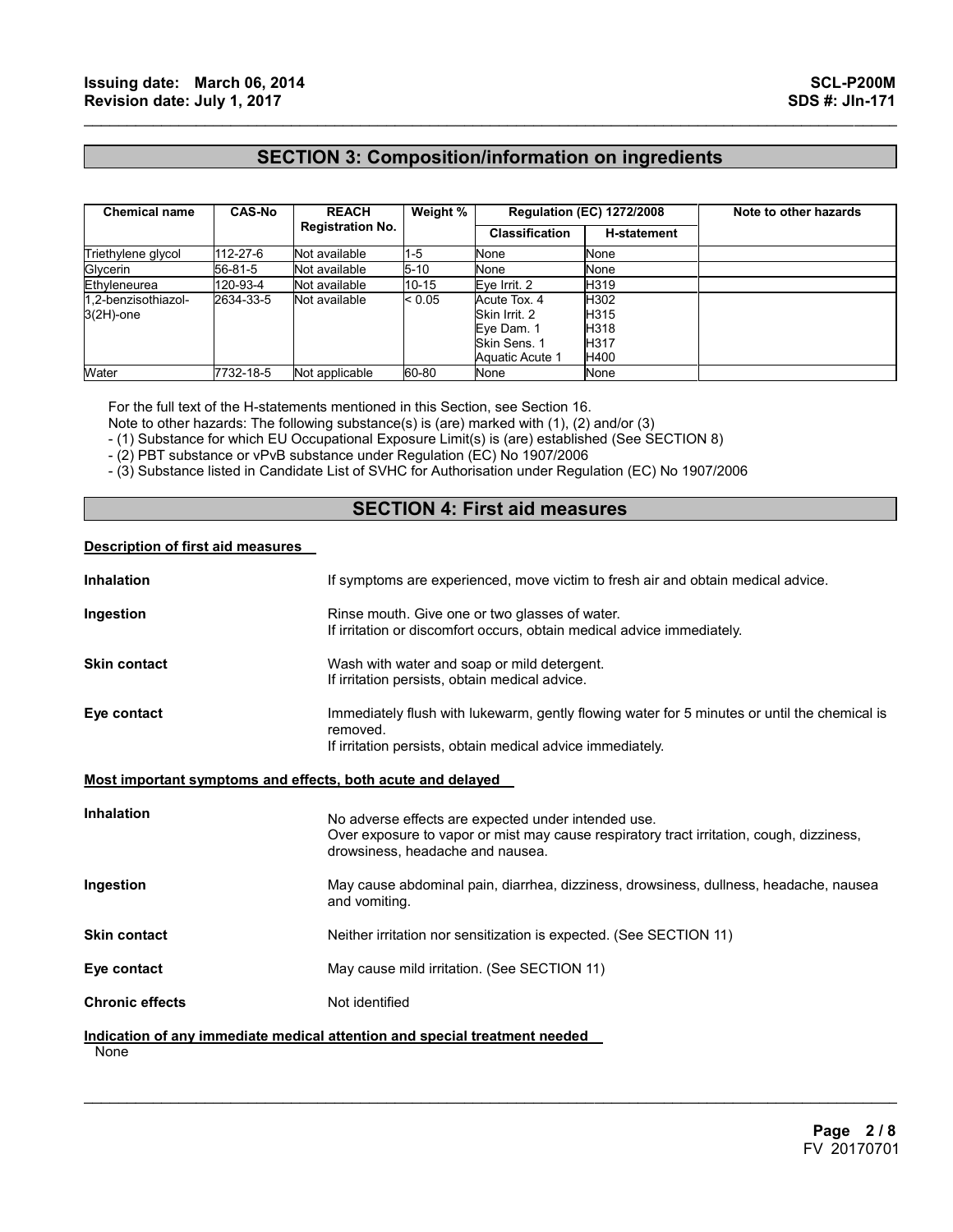## SECTION 3: Composition/information on ingredients

| Chemical name | CAS-No | REACH Registration No. | Weight % | Regulation (EC) 1272/2008 | | Note to other hazards |
|---|---|---|---|---|---|---|
| | | | | Classification | H-statement | |
| Triethylene glycol | 112-27-6 | Not available | 1-5 | None | None | |
| Glycerin | 56-81-5 | Not available | 5-10 | None | None | |
| Ethyleneurea | 120-93-4 | Not available | 10-15 | Eye Irrit. 2 | H319 | |
| 1,2-benzisothiazol-3(2H)-one | 2634-33-5 | Not available | < 0.05 | Acute Tox. 4<br>Skin Irrit. 2<br>Eye Dam. 1<br>Skin Sens. 1<br>Aquatic Acute 1 | H302<br>H315<br>H318<br>H317<br>H400 | |
| Water | 7732-18-5 | Not applicable | 60-80 | None | None | |

For the full text of the H-statements mentioned in this Section, see Section 16.
Note to other hazards: The following substance(s) is (are) marked with (1), (2) and/or (3)
- (1) Substance for which EU Occupational Exposure Limit(s) is (are) established (See SECTION 8)
- (2) PBT substance or vPvB substance under Regulation (EC) No 1907/2006
- (3) Substance listed in Candidate List of SVHC for Authorisation under Regulation (EC) No 1907/2006

## SECTION 4: First aid measures

### Description of first aid measures

**Inhalation**
If symptoms are experienced, move victim to fresh air and obtain medical advice.

**Ingestion**
Rinse mouth. Give one or two glasses of water.
If irritation or discomfort occurs, obtain medical advice immediately.

**Skin contact**
Wash with water and soap or mild detergent.
If irritation persists, obtain medical advice.

**Eye contact**
Immediately flush with lukewarm, gently flowing water for 5 minutes or until the chemical is removed.
If irritation persists, obtain medical advice immediately.

### Most important symptoms and effects, both acute and delayed

**Inhalation**
No adverse effects are expected under intended use.
Over exposure to vapor or mist may cause respiratory tract irritation, cough, dizziness, drowsiness, headache and nausea.

**Ingestion**
May cause abdominal pain, diarrhea, dizziness, drowsiness, dullness, headache, nausea and vomiting.

**Skin contact**
Neither irritation nor sensitization is expected. (See SECTION 11)

**Eye contact**
May cause mild irritation. (See SECTION 11)

**Chronic effects**
Not identified

### Indication of any immediate medical attention and special treatment needed

None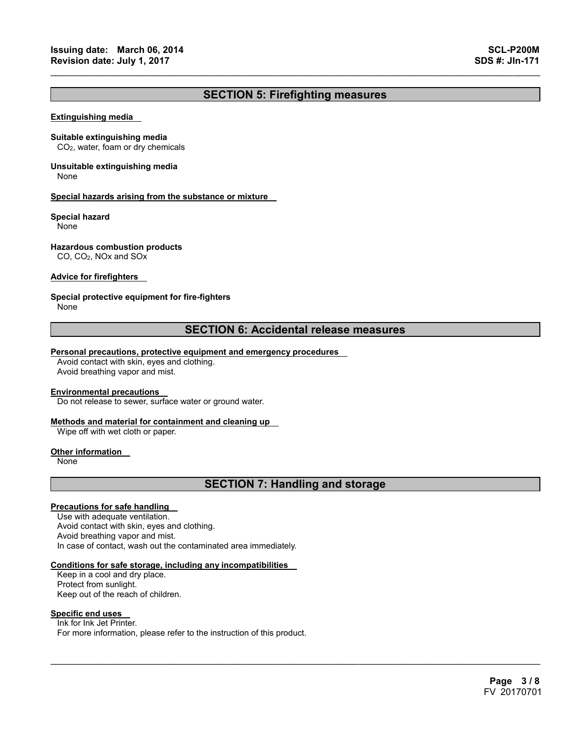## SECTION 5: Firefighting measures

**Extinguishing media**

**Suitable extinguishing media**
$CO_2$, water, foam or dry chemicals

**Unsuitable extinguishing media**
None

**Special hazards arising from the substance or mixture**

**Special hazard**
None

**Hazardous combustion products**
CO, $CO_2$, NOx and SOx

**Advice for firefighters**

**Special protective equipment for fire-fighters**
None

## SECTION 6: Accidental release measures

**Personal precautions, protective equipment and emergency procedures**
Avoid contact with skin, eyes and clothing.
Avoid breathing vapor and mist.

**Environmental precautions**
Do not release to sewer, surface water or ground water.

**Methods and material for containment and cleaning up**
Wipe off with wet cloth or paper.

**Other information**
None

## SECTION 7: Handling and storage

**Precautions for safe handling**
Use with adequate ventilation.
Avoid contact with skin, eyes and clothing.
Avoid breathing vapor and mist.
In case of contact, wash out the contaminated area immediately.

**Conditions for safe storage, including any incompatibilities**
Keep in a cool and dry place.
Protect from sunlight.
Keep out of the reach of children.

**Specific end uses**
Ink for Ink Jet Printer.
For more information, please refer to the instruction of this product.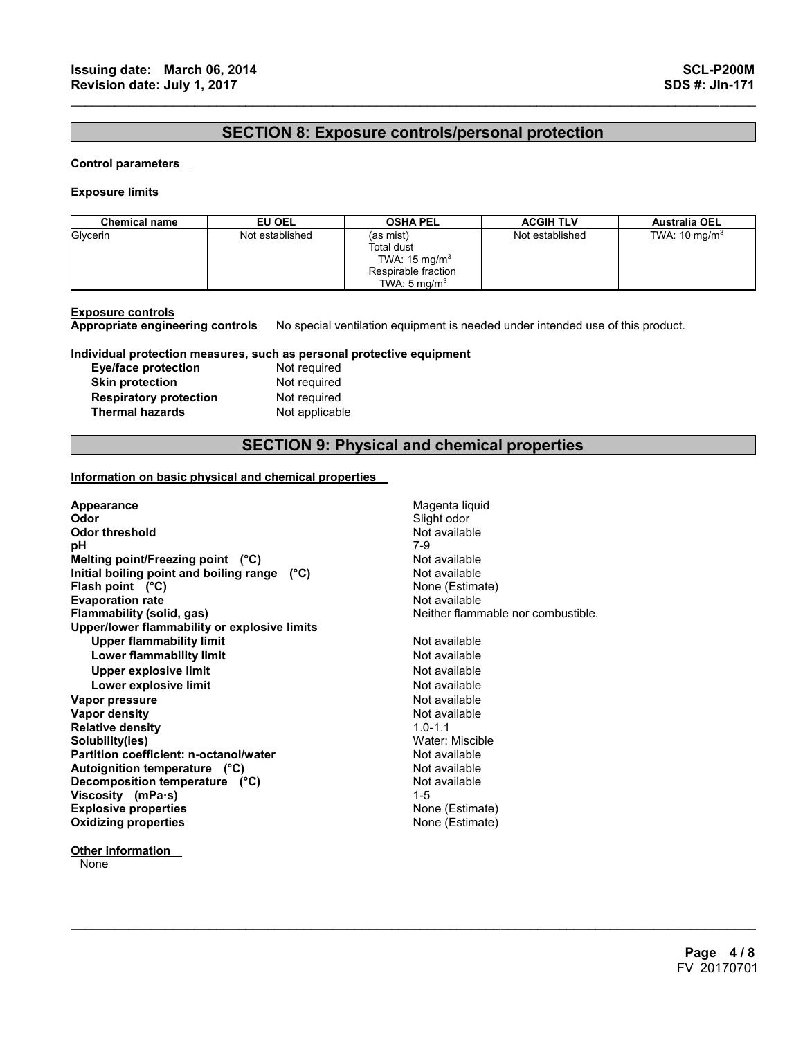## SECTION 8: Exposure controls/personal protection

**Control parameters**

**Exposure limits**

| Chemical name | EU OEL | OSHA PEL | ACGIH TLV | Australia OEL |
|---|---|---|---|---|
| Glycerin | Not established | (as mist)<br>Total dust<br>TWA: 15 mg/m$^3$<br>Respirable fraction<br>TWA: 5 mg/m$^3$ | Not established | TWA: 10 mg/m$^3$ |

**Exposure controls**

**Appropriate engineering controls** No special ventilation equipment is needed under intended use of this product.

**Individual protection measures, such as personal protective equipment**

| | |
|---|---|
| **Eye/face protection** | Not required |
| **Skin protection** | Not required |
| **Respiratory protection** | Not required |
| **Thermal hazards** | Not applicable |

## SECTION 9: Physical and chemical properties

**Information on basic physical and chemical properties**

| | |
|---|---|
| **Appearance** | Magenta liquid |
| **Odor** | Slight odor |
| **Odor threshold** | Not available |
| **pH** | 7-9 |
| **Melting point/Freezing point (°C)** | Not available |
| **Initial boiling point and boiling range (°C)** | Not available |
| **Flash point (°C)** | None (Estimate) |
| **Evaporation rate** | Not available |
| **Flammability (solid, gas)** | Neither flammable nor combustible. |
| **Upper/lower flammability or explosive limits** | |
| **Upper flammability limit** | Not available |
| **Lower flammability limit** | Not available |
| **Upper explosive limit** | Not available |
| **Lower explosive limit** | Not available |
| **Vapor pressure** | Not available |
| **Vapor density** | Not available |
| **Relative density** | 1.0-1.1 |
| **Solubility(ies)** | Water: Miscible |
| **Partition coefficient: n-octanol/water** | Not available |
| **Autoignition temperature (°C)** | Not available |
| **Decomposition temperature (°C)** | Not available |
| **Viscosity (mPa·s)** | 1-5 |
| **Explosive properties** | None (Estimate) |
| **Oxidizing properties** | None (Estimate) |

**Other information**

None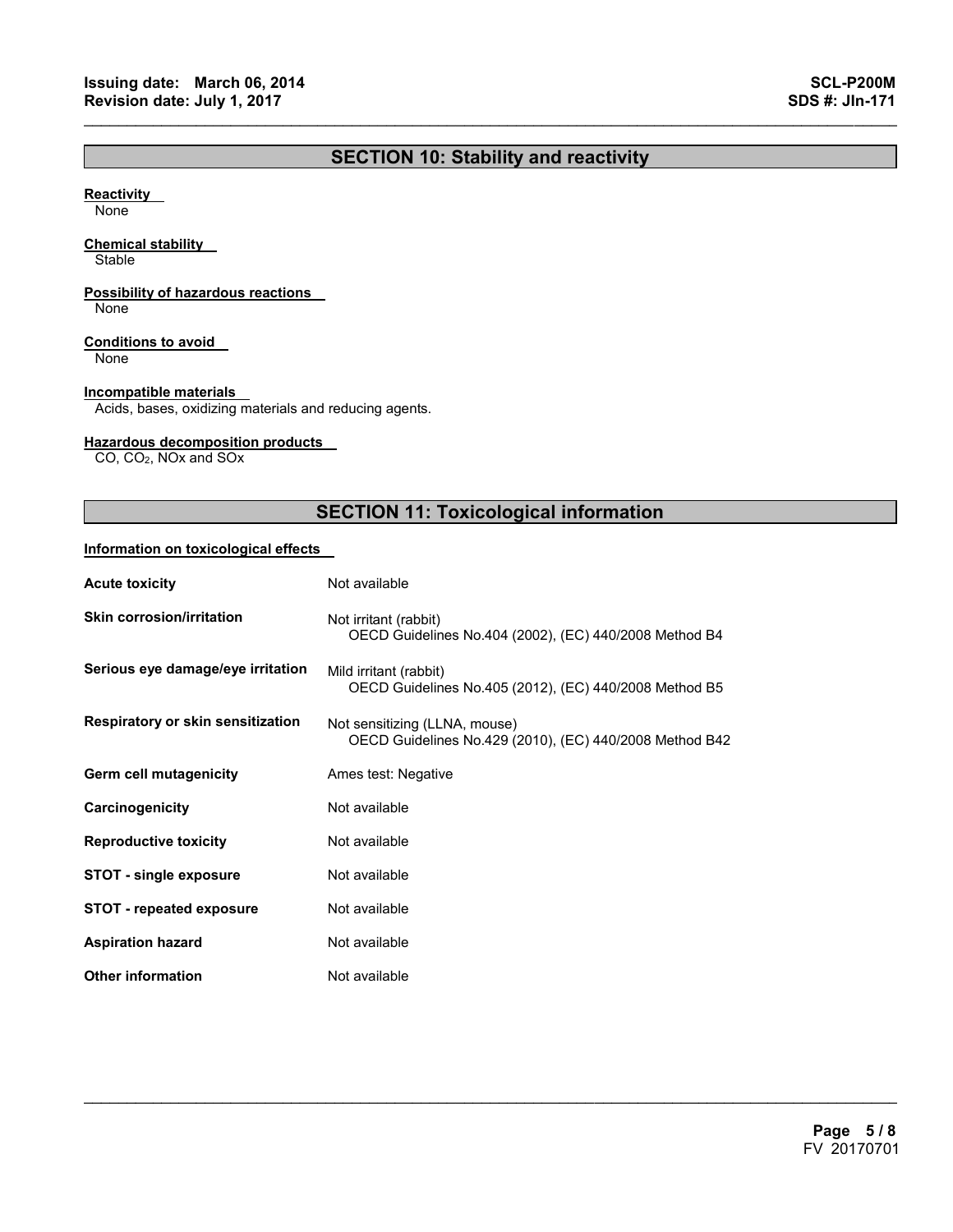## SECTION 10: Stability and reactivity

**Reactivity**
None

**Chemical stability**
Stable

**Possibility of hazardous reactions**
None

**Conditions to avoid**
None

**Incompatible materials**
Acids, bases, oxidizing materials and reducing agents.

**Hazardous decomposition products**
CO, $CO_2$, NOx and SOx

## SECTION 11: Toxicological information

**Information on toxicological effects**

| | |
|---|---|
| **Acute toxicity** | Not available |
| **Skin corrosion/irritation** | Not irritant (rabbit)<br>OECD Guidelines No.404 (2002), (EC) 440/2008 Method B4 |
| **Serious eye damage/eye irritation** | Mild irritant (rabbit)<br>OECD Guidelines No.405 (2012), (EC) 440/2008 Method B5 |
| **Respiratory or skin sensitization** | Not sensitizing (LLNA, mouse)<br>OECD Guidelines No.429 (2010), (EC) 440/2008 Method B42 |
| **Germ cell mutagenicity** | Ames test: Negative |
| **Carcinogenicity** | Not available |
| **Reproductive toxicity** | Not available |
| **STOT - single exposure** | Not available |
| **STOT - repeated exposure** | Not available |
| **Aspiration hazard** | Not available |
| **Other information** | Not available |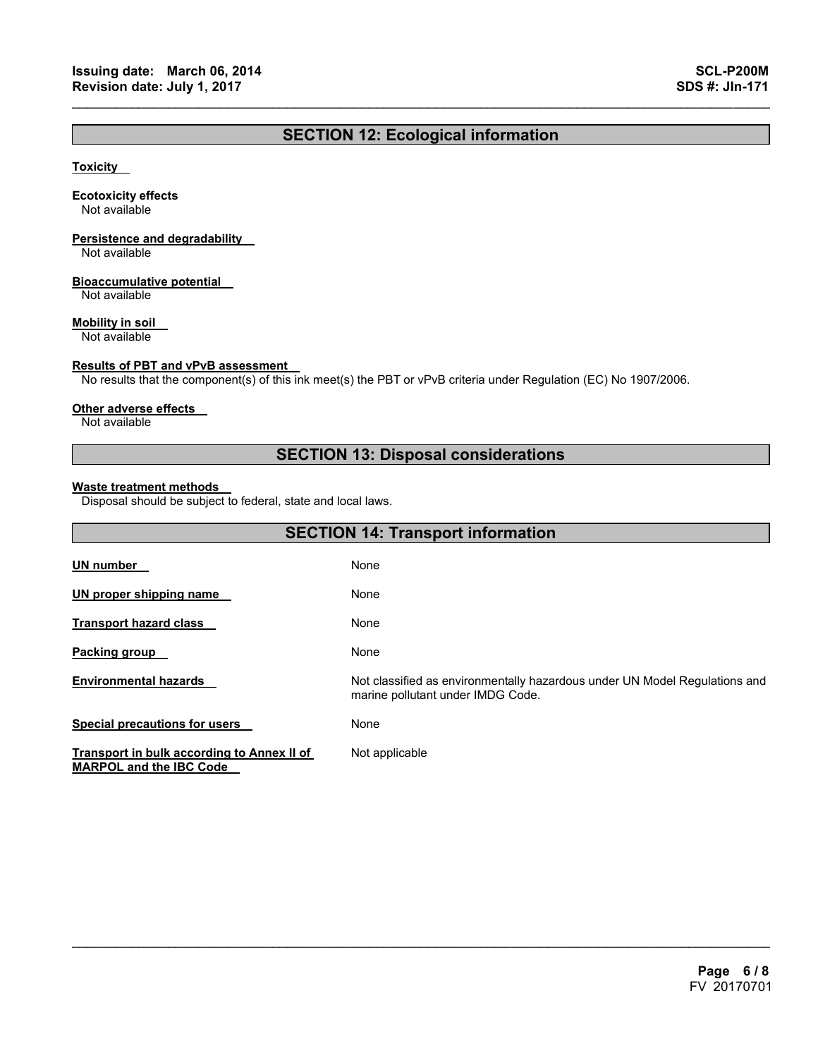## SECTION 12: Ecological information

**Toxicity**

**Ecotoxicity effects**
Not available

**Persistence and degradability**
Not available

**Bioaccumulative potential**
Not available

**Mobility in soil**
Not available

**Results of PBT and vPvB assessment**
No results that the component(s) of this ink meet(s) the PBT or vPvB criteria under Regulation (EC) No 1907/2006.

**Other adverse effects**
Not available

## SECTION 13: Disposal considerations

**Waste treatment methods**
Disposal should be subject to federal, state and local laws.

## SECTION 14: Transport information

| | |
|---|---|
| **UN number** | None |
| **UN proper shipping name** | None |
| **Transport hazard class** | None |
| **Packing group** | None |
| **Environmental hazards** | Not classified as environmentally hazardous under UN Model Regulations and marine pollutant under IMDG Code. |
| **Special precautions for users** | None |
| **Transport in bulk according to Annex II of MARPOL and the IBC Code** | Not applicable |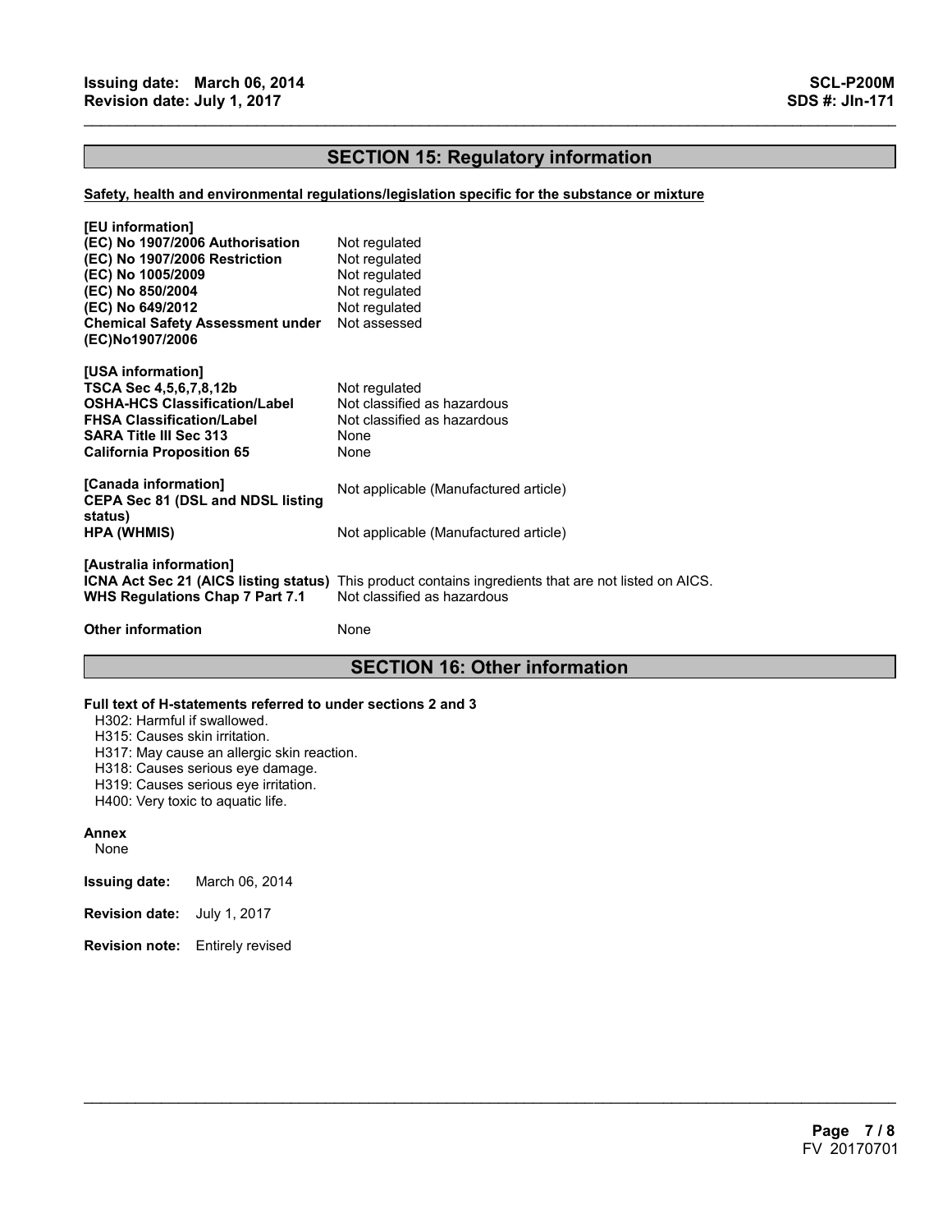## SECTION 15: Regulatory information

**Safety, health and environmental regulations/legislation specific for the substance or mixture**

**[EU information]**

| | |
|---|---|
| **(EC) No 1907/2006 Authorisation** | Not regulated |
| **(EC) No 1907/2006 Restriction** | Not regulated |
| **(EC) No 1005/2009** | Not regulated |
| **(EC) No 850/2004** | Not regulated |
| **(EC) No 649/2012** | Not regulated |
| **Chemical Safety Assessment under (EC)No1907/2006** | Not assessed |

**[USA information]**

| | |
|---|---|
| **TSCA Sec 4,5,6,7,8,12b** | Not regulated |
| **OSHA-HCS Classification/Label** | Not classified as hazardous |
| **FHSA Classification/Label** | Not classified as hazardous |
| **SARA Title III Sec 313** | None |
| **California Proposition 65** | None |

**[Canada information]**

| | |
|---|---|
| **CEPA Sec 81 (DSL and NDSL listing status)** | Not applicable (Manufactured article) |
| **HPA (WHMIS)** | Not applicable (Manufactured article) |

**[Australia information]**

| | |
|---|---|
| **ICNA Act Sec 21 (AICS listing status)** | This product contains ingredients that are not listed on AICS. |
| **WHS Regulations Chap 7 Part 7.1** | Not classified as hazardous |

**Other information** None

## SECTION 16: Other information

**Full text of H-statements referred to under sections 2 and 3**

H302: Harmful if swallowed.
H315: Causes skin irritation.
H317: May cause an allergic skin reaction.
H318: Causes serious eye damage.
H319: Causes serious eye irritation.
H400: Very toxic to aquatic life.

**Annex**

None

**Issuing date:** March 06, 2014

**Revision date:** July 1, 2017

**Revision note:** Entirely revised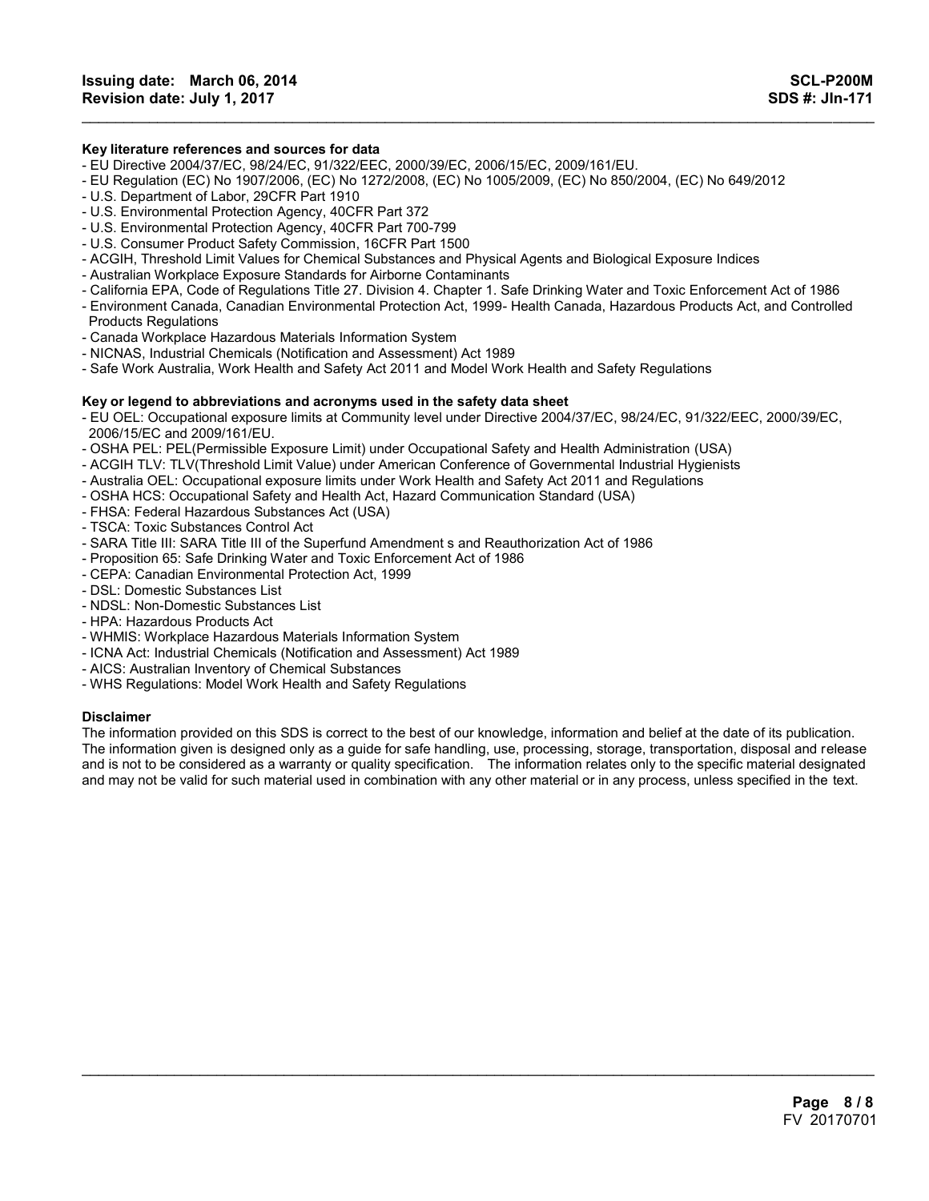**Key literature references and sources for data**

- EU Directive 2004/37/EC, 98/24/EC, 91/322/EEC, 2000/39/EC, 2006/15/EC, 2009/161/EU.
- EU Regulation (EC) No 1907/2006, (EC) No 1272/2008, (EC) No 1005/2009, (EC) No 850/2004, (EC) No 649/2012
- U.S. Department of Labor, 29CFR Part 1910
- U.S. Environmental Protection Agency, 40CFR Part 372
- U.S. Environmental Protection Agency, 40CFR Part 700-799
- U.S. Consumer Product Safety Commission, 16CFR Part 1500
- ACGIH, Threshold Limit Values for Chemical Substances and Physical Agents and Biological Exposure Indices
- Australian Workplace Exposure Standards for Airborne Contaminants
- California EPA, Code of Regulations Title 27. Division 4. Chapter 1. Safe Drinking Water and Toxic Enforcement Act of 1986
- Environment Canada, Canadian Environmental Protection Act, 1999- Health Canada, Hazardous Products Act, and Controlled Products Regulations
- Canada Workplace Hazardous Materials Information System
- NICNAS, Industrial Chemicals (Notification and Assessment) Act 1989
- Safe Work Australia, Work Health and Safety Act 2011 and Model Work Health and Safety Regulations

**Key or legend to abbreviations and acronyms used in the safety data sheet**

- EU OEL: Occupational exposure limits at Community level under Directive 2004/37/EC, 98/24/EC, 91/322/EEC, 2000/39/EC, 2006/15/EC and 2009/161/EU.
- OSHA PEL: PEL(Permissible Exposure Limit) under Occupational Safety and Health Administration (USA)
- ACGIH TLV: TLV(Threshold Limit Value) under American Conference of Governmental Industrial Hygienists
- Australia OEL: Occupational exposure limits under Work Health and Safety Act 2011 and Regulations
- OSHA HCS: Occupational Safety and Health Act, Hazard Communication Standard (USA)
- FHSA: Federal Hazardous Substances Act (USA)
- TSCA: Toxic Substances Control Act
- SARA Title III: SARA Title III of the Superfund Amendment s and Reauthorization Act of 1986
- Proposition 65: Safe Drinking Water and Toxic Enforcement Act of 1986
- CEPA: Canadian Environmental Protection Act, 1999
- DSL: Domestic Substances List
- NDSL: Non-Domestic Substances List
- HPA: Hazardous Products Act
- WHMIS: Workplace Hazardous Materials Information System
- ICNA Act: Industrial Chemicals (Notification and Assessment) Act 1989
- AICS: Australian Inventory of Chemical Substances
- WHS Regulations: Model Work Health and Safety Regulations

**Disclaimer**

The information provided on this SDS is correct to the best of our knowledge, information and belief at the date of its publication. The information given is designed only as a guide for safe handling, use, processing, storage, transportation, disposal and release and is not to be considered as a warranty or quality specification. The information relates only to the specific material designated and may not be valid for such material used in combination with any other material or in any process, unless specified in the text.